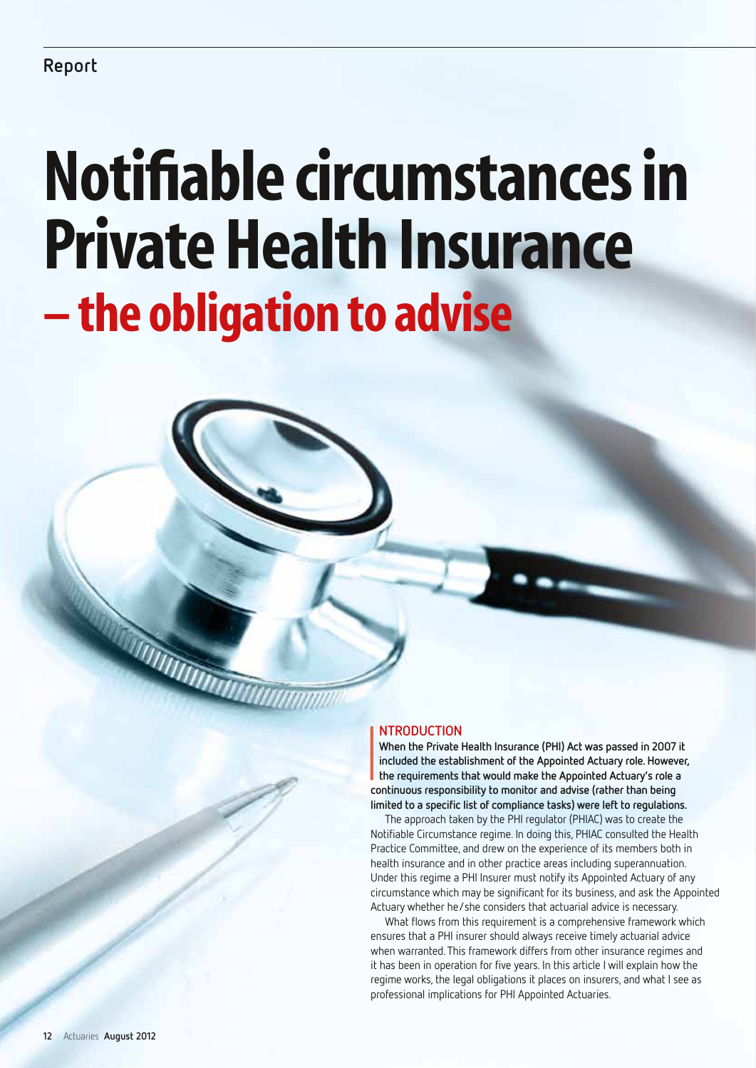# Notifiable circumstances in Private Health Insurance – the obligation to advise

## INTRODUCTION

**When the Private Health Insurance (PHI) Act was passed in 2007 it included the establishment of the Appointed Actuary role. However, the requirements that would make the Appointed Actuary's role a continuous responsibility to monitor and advise (rather than being limited to a specific list of compliance tasks) were left to regulations.**

The approach taken by the PHI regulator (PHIAC) was to create the Notifiable Circumstance regime. In doing this, PHIAC consulted the Health Practice Committee, and drew on the experience of its members both in health insurance and in other practice areas including superannuation. Under this regime a PHI Insurer must notify its Appointed Actuary of any circumstance which may be significant for its business, and ask the Appointed Actuary whether he/she considers that actuarial advice is necessary.

What flows from this requirement is a comprehensive framework which ensures that a PHI insurer should always receive timely actuarial advice when warranted. This framework differs from other insurance regimes and it has been in operation for five years. In this article I will explain how the regime works, the legal obligations it places on insurers, and what I see as professional implications for PHI Appointed Actuaries.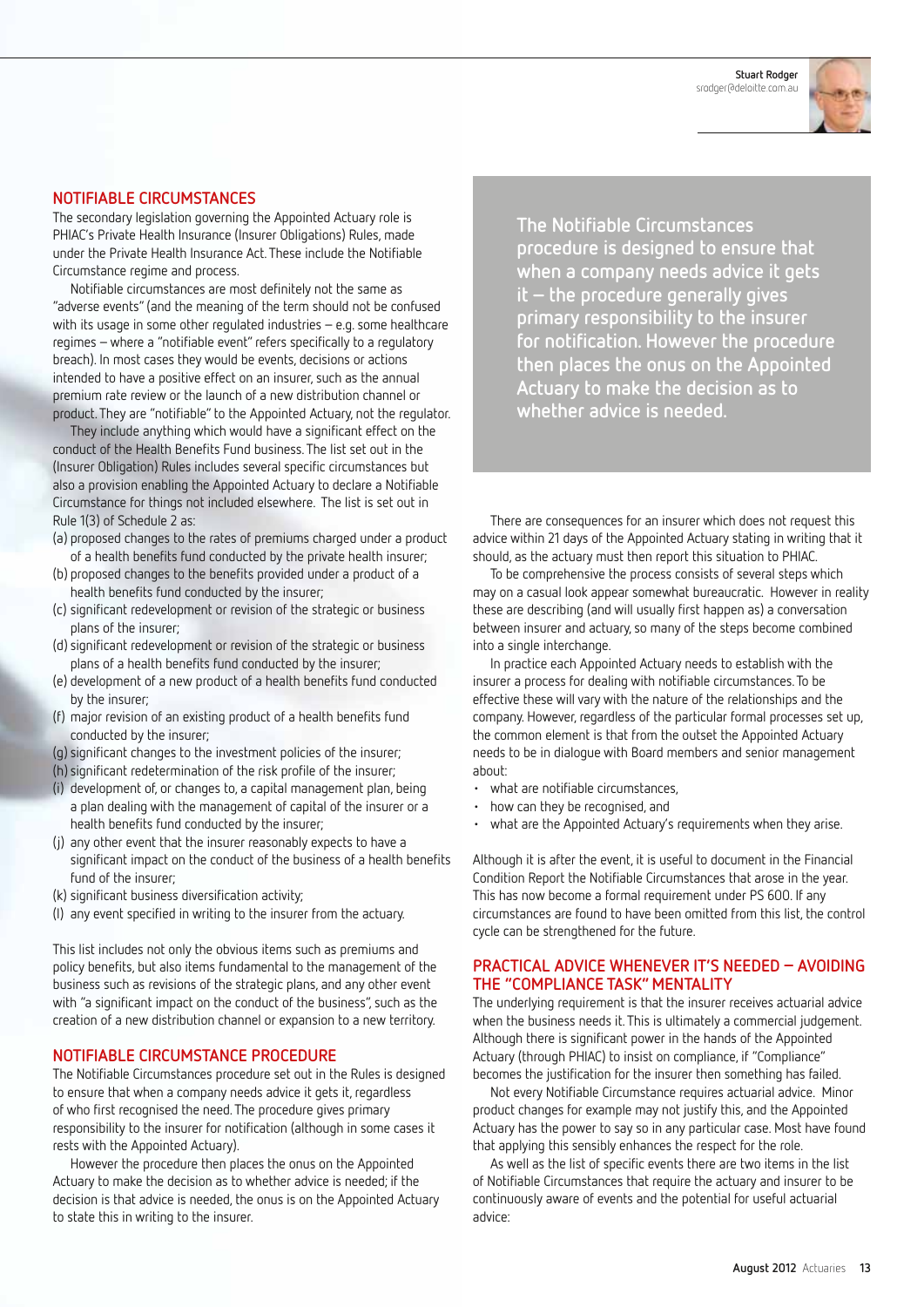Stuart Rodger
srodger@deloitte.com.au

## NOTIFIABLE CIRCUMSTANCES

The secondary legislation governing the Appointed Actuary role is PHIAC's Private Health Insurance (Insurer Obligations) Rules, made under the Private Health Insurance Act. These include the Notifiable Circumstance regime and process.

Notifiable circumstances are most definitely not the same as "adverse events" (and the meaning of the term should not be confused with its usage in some other regulated industries – e.g. some healthcare regimes – where a "notifiable event" refers specifically to a regulatory breach). In most cases they would be events, decisions or actions intended to have a positive effect on an insurer, such as the annual premium rate review or the launch of a new distribution channel or product. They are "notifiable" to the Appointed Actuary, not the regulator.

They include anything which would have a significant effect on the conduct of the Health Benefits Fund business. The list set out in the (Insurer Obligation) Rules includes several specific circumstances but also a provision enabling the Appointed Actuary to declare a Notifiable Circumstance for things not included elsewhere. The list is set out in Rule 1(3) of Schedule 2 as:

(a) proposed changes to the rates of premiums charged under a product of a health benefits fund conducted by the private health insurer;
(b) proposed changes to the benefits provided under a product of a health benefits fund conducted by the insurer;
(c) significant redevelopment or revision of the strategic or business plans of the insurer;
(d) significant redevelopment or revision of the strategic or business plans of a health benefits fund conducted by the insurer;
(e) development of a new product of a health benefits fund conducted by the insurer;
(f) major revision of an existing product of a health benefits fund conducted by the insurer;
(g) significant changes to the investment policies of the insurer;
(h) significant redetermination of the risk profile of the insurer;
(i) development of, or changes to, a capital management plan, being a plan dealing with the management of capital of the insurer or a health benefits fund conducted by the insurer;
(j) any other event that the insurer reasonably expects to have a significant impact on the conduct of the business of a health benefits fund of the insurer;
(k) significant business diversification activity;
(l) any event specified in writing to the insurer from the actuary.

This list includes not only the obvious items such as premiums and policy benefits, but also items fundamental to the management of the business such as revisions of the strategic plans, and any other event with "a significant impact on the conduct of the business", such as the creation of a new distribution channel or expansion to a new territory.

## NOTIFIABLE CIRCUMSTANCE PROCEDURE

The Notifiable Circumstances procedure set out in the Rules is designed to ensure that when a company needs advice it gets it, regardless of who first recognised the need. The procedure gives primary responsibility to the insurer for notification (although in some cases it rests with the Appointed Actuary).

However the procedure then places the onus on the Appointed Actuary to make the decision as to whether advice is needed; if the decision is that advice is needed, the onus is on the Appointed Actuary to state this in writing to the insurer.

> The Notifiable Circumstances procedure is designed to ensure that when a company needs advice it gets it – the procedure generally gives primary responsibility to the insurer for notification. However the procedure then places the onus on the Appointed Actuary to make the decision as to whether advice is needed.

There are consequences for an insurer which does not request this advice within 21 days of the Appointed Actuary stating in writing that it should, as the actuary must then report this situation to PHIAC.

To be comprehensive the process consists of several steps which may on a casual look appear somewhat bureaucratic. However in reality these are describing (and will usually first happen as) a conversation between insurer and actuary, so many of the steps become combined into a single interchange.

In practice each Appointed Actuary needs to establish with the insurer a process for dealing with notifiable circumstances. To be effective these will vary with the nature of the relationships and the company. However, regardless of the particular formal processes set up, the common element is that from the outset the Appointed Actuary needs to be in dialogue with Board members and senior management about:

- what are notifiable circumstances,
- how can they be recognised, and
- what are the Appointed Actuary's requirements when they arise.

Although it is after the event, it is useful to document in the Financial Condition Report the Notifiable Circumstances that arose in the year. This has now become a formal requirement under PS 600. If any circumstances are found to have been omitted from this list, the control cycle can be strengthened for the future.

## PRACTICAL ADVICE WHENEVER IT'S NEEDED – AVOIDING THE "COMPLIANCE TASK" MENTALITY

The underlying requirement is that the insurer receives actuarial advice when the business needs it. This is ultimately a commercial judgement. Although there is significant power in the hands of the Appointed Actuary (through PHIAC) to insist on compliance, if "Compliance" becomes the justification for the insurer then something has failed.

Not every Notifiable Circumstance requires actuarial advice. Minor product changes for example may not justify this, and the Appointed Actuary has the power to say so in any particular case. Most have found that applying this sensibly enhances the respect for the role.

As well as the list of specific events there are two items in the list of Notifiable Circumstances that require the actuary and insurer to be continuously aware of events and the potential for useful actuarial advice: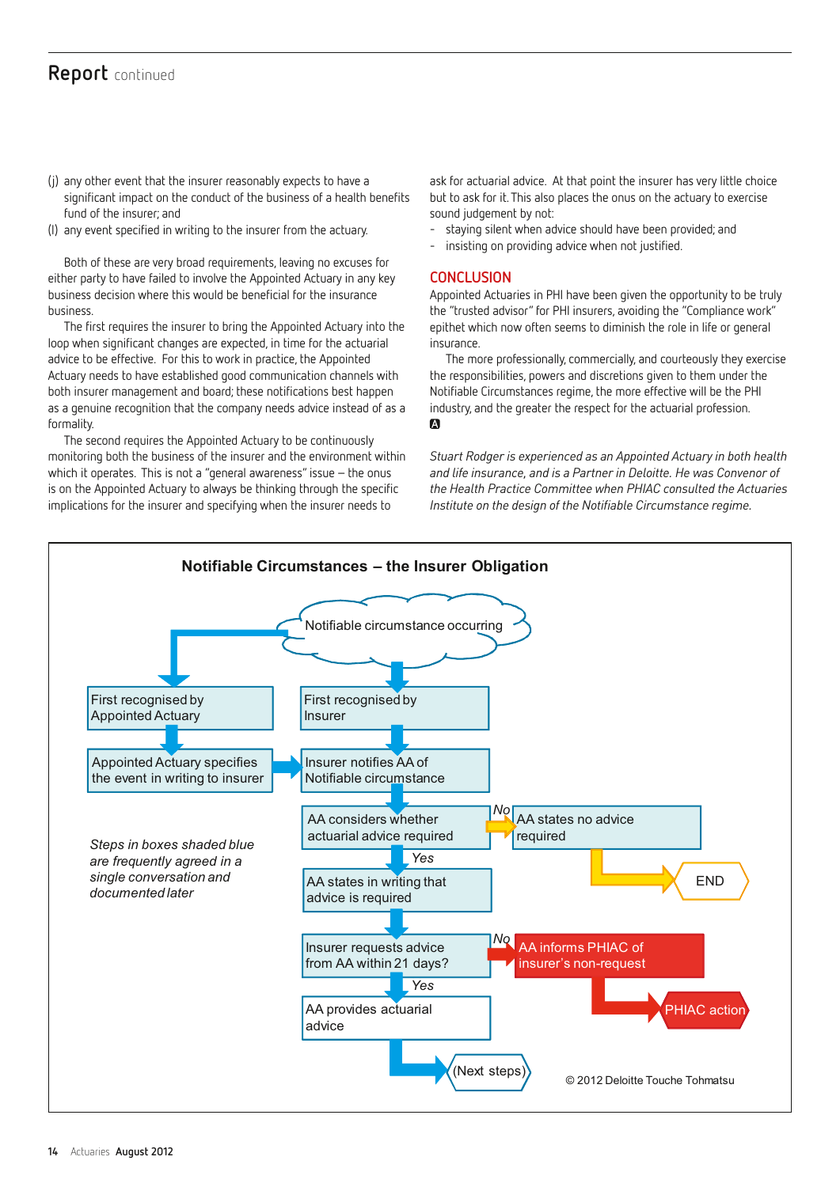(j) any other event that the insurer reasonably expects to have a significant impact on the conduct of the business of a health benefits fund of the insurer; and

(l) any event specified in writing to the insurer from the actuary.

Both of these are very broad requirements, leaving no excuses for either party to have failed to involve the Appointed Actuary in any key business decision where this would be beneficial for the insurance business.

The first requires the insurer to bring the Appointed Actuary into the loop when significant changes are expected, in time for the actuarial advice to be effective. For this to work in practice, the Appointed Actuary needs to have established good communication channels with both insurer management and board; these notifications best happen as a genuine recognition that the company needs advice instead of as a formality.

The second requires the Appointed Actuary to be continuously monitoring both the business of the insurer and the environment within which it operates. This is not a "general awareness" issue – the onus is on the Appointed Actuary to always be thinking through the specific implications for the insurer and specifying when the insurer needs to ask for actuarial advice. At that point the insurer has very little choice but to ask for it. This also places the onus on the actuary to exercise sound judgement by not:

- staying silent when advice should have been provided; and
- insisting on providing advice when not justified.

## CONCLUSION

Appointed Actuaries in PHI have been given the opportunity to be truly the "trusted advisor" for PHI insurers, avoiding the "Compliance work" epithet which now often seems to diminish the role in life or general insurance.

The more professionally, commercially, and courteously they exercise the responsibilities, powers and discretions given to them under the Notifiable Circumstances regime, the more effective will be the PHI industry, and the greater the respect for the actuarial profession.

*Stuart Rodger is experienced as an Appointed Actuary in both health and life insurance, and is a Partner in Deloitte. He was Convenor of the Health Practice Committee when PHIAC consulted the Actuaries Institute on the design of the Notifiable Circumstance regime.*

**Notifiable Circumstances – the Insurer Obligation**

Notifiable circumstance occurring

First recognised by Appointed Actuary

First recognised by Insurer

Appointed Actuary specifies the event in writing to insurer

Insurer notifies AA of Notifiable circumstance

AA considers whether actuarial advice required

No

AA states no advice required

END

Yes

AA states in writing that advice is required

Insurer requests advice from AA within 21 days?

No

AA informs PHIAC of insurer's non-request

PHIAC action

Yes

AA provides actuarial advice

(Next steps)

*Steps in boxes shaded blue are frequently agreed in a single conversation and documented later*

© 2012 Deloitte Touche Tohmatsu